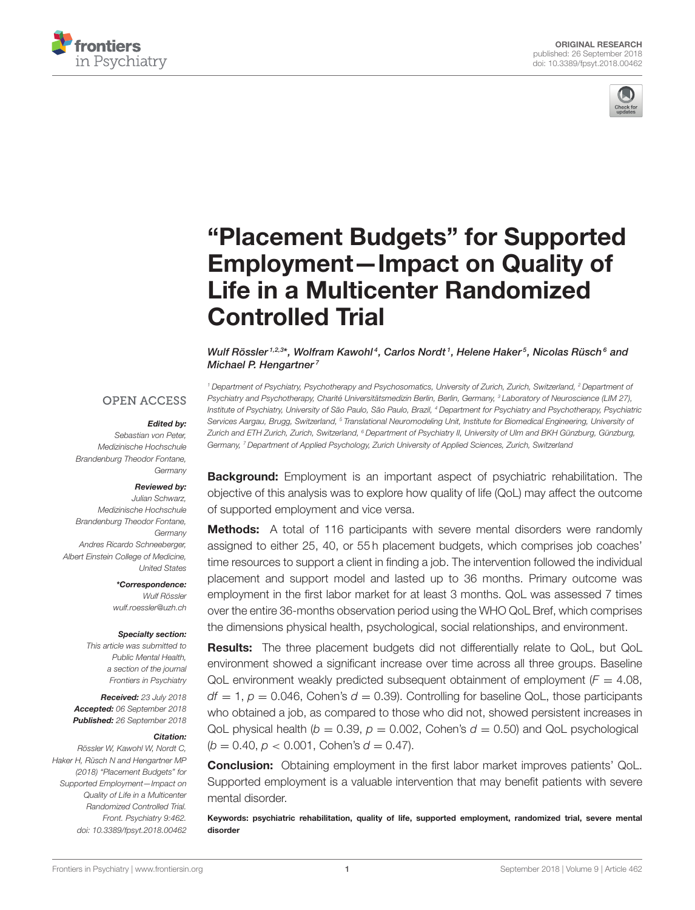ORIGINAL RESEARCH
published: 26 September 2018
doi: 10.3389/fpsyt.2018.00462

# "Placement Budgets" for Supported Employment—Impact on Quality of Life in a Multicenter Randomized Controlled Trial

*Wulf Rössler[1,2,3]*, Wolfram Kawohl[4], Carlos Nordt[1], Helene Haker[5], Nicolas Rüsch[6] and Michael P. Hengartner[7]*

[1] Department of Psychiatry, Psychotherapy and Psychosomatics, University of Zurich, Zurich, Switzerland, [2] Department of Psychiatry and Psychotherapy, Charité Universitätsmedizin Berlin, Berlin, Germany, [3] Laboratory of Neuroscience (LIM 27), Institute of Psychiatry, University of São Paulo, São Paulo, Brazil, [4] Department for Psychiatry and Psychotherapy, Psychiatric Services Aargau, Brugg, Switzerland, [5] Translational Neuromodeling Unit, Institute for Biomedical Engineering, University of Zurich and ETH Zurich, Zurich, Switzerland, [6] Department of Psychiatry II, University of Ulm and BKH Günzburg, Günzburg, Germany, [7] Department of Applied Psychology, Zurich University of Applied Sciences, Zurich, Switzerland

OPEN ACCESS

***Edited by:***
Sebastian von Peter,
Medizinische Hochschule Brandenburg Theodor Fontane, Germany

***Reviewed by:***
Julian Schwarz,
Medizinische Hochschule Brandenburg Theodor Fontane, Germany
Andres Ricardo Schneeberger,
Albert Einstein College of Medicine, United States

***\*Correspondence:***
Wulf Rössler
wulf.roessler@uzh.ch

***Specialty section:***
This article was submitted to Public Mental Health, a section of the journal Frontiers in Psychiatry

***Received:*** 23 July 2018
***Accepted:*** 06 September 2018
***Published:*** 26 September 2018

***Citation:***
Rössler W, Kawohl W, Nordt C, Haker H, Rüsch N and Hengartner MP (2018) "Placement Budgets" for Supported Employment—Impact on Quality of Life in a Multicenter Randomized Controlled Trial. Front. Psychiatry 9:462. doi: 10.3389/fpsyt.2018.00462

**Background:** Employment is an important aspect of psychiatric rehabilitation. The objective of this analysis was to explore how quality of life (QoL) may affect the outcome of supported employment and vice versa.

**Methods:** A total of 116 participants with severe mental disorders were randomly assigned to either 25, 40, or 55 h placement budgets, which comprises job coaches' time resources to support a client in finding a job. The intervention followed the individual placement and support model and lasted up to 36 months. Primary outcome was employment in the first labor market for at least 3 months. QoL was assessed 7 times over the entire 36-months observation period using the WHO QoL Bref, which comprises the dimensions physical health, psychological, social relationships, and environment.

**Results:** The three placement budgets did not differentially relate to QoL, but QoL environment showed a significant increase over time across all three groups. Baseline QoL environment weakly predicted subsequent obtainment of employment ($F = 4.08$, $df = 1$, $p = 0.046$, Cohen's $d = 0.39$). Controlling for baseline QoL, those participants who obtained a job, as compared to those who did not, showed persistent increases in QoL physical health ($b = 0.39$, $p = 0.002$, Cohen's $d = 0.50$) and QoL psychological ($b = 0.40$, $p < 0.001$, Cohen's $d = 0.47$).

**Conclusion:** Obtaining employment in the first labor market improves patients' QoL. Supported employment is a valuable intervention that may benefit patients with severe mental disorder.

**Keywords: psychiatric rehabilitation, quality of life, supported employment, randomized trial, severe mental disorder**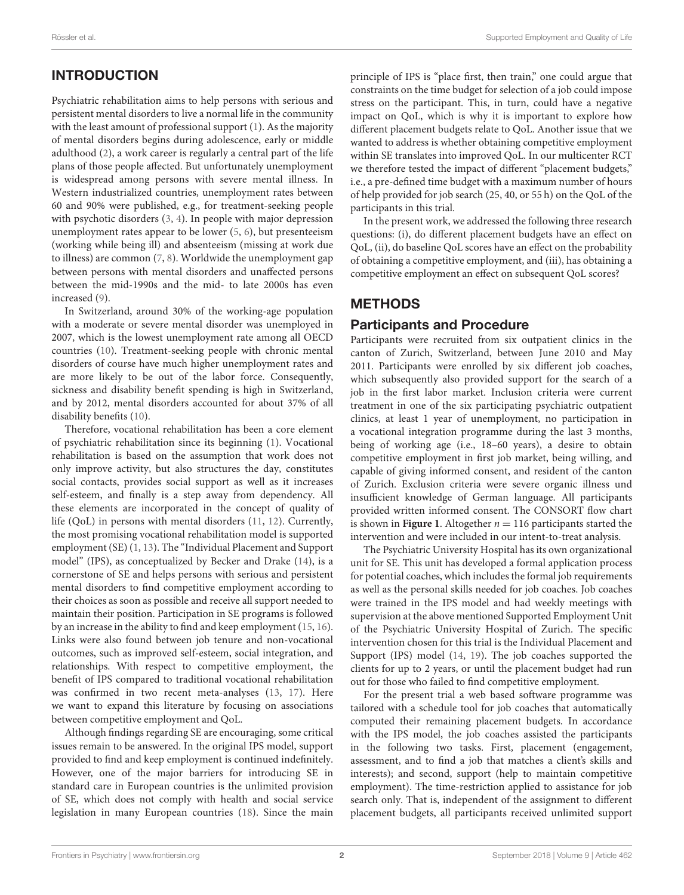## INTRODUCTION

Psychiatric rehabilitation aims to help persons with serious and persistent mental disorders to live a normal life in the community with the least amount of professional support (1). As the majority of mental disorders begins during adolescence, early or middle adulthood (2), a work career is regularly a central part of the life plans of those people affected. But unfortunately unemployment is widespread among persons with severe mental illness. In Western industrialized countries, unemployment rates between 60 and 90% were published, e.g., for treatment-seeking people with psychotic disorders (3, 4). In people with major depression unemployment rates appear to be lower (5, 6), but presenteeism (working while being ill) and absenteeism (missing at work due to illness) are common (7, 8). Worldwide the unemployment gap between persons with mental disorders and unaffected persons between the mid-1990s and the mid- to late 2000s has even increased (9).

In Switzerland, around 30% of the working-age population with a moderate or severe mental disorder was unemployed in 2007, which is the lowest unemployment rate among all OECD countries (10). Treatment-seeking people with chronic mental disorders of course have much higher unemployment rates and are more likely to be out of the labor force. Consequently, sickness and disability benefit spending is high in Switzerland, and by 2012, mental disorders accounted for about 37% of all disability benefits (10).

Therefore, vocational rehabilitation has been a core element of psychiatric rehabilitation since its beginning (1). Vocational rehabilitation is based on the assumption that work does not only improve activity, but also structures the day, constitutes social contacts, provides social support as well as it increases self-esteem, and finally is a step away from dependency. All these elements are incorporated in the concept of quality of life (QoL) in persons with mental disorders (11, 12). Currently, the most promising vocational rehabilitation model is supported employment (SE) (1, 13). The "Individual Placement and Support model" (IPS), as conceptualized by Becker and Drake (14), is a cornerstone of SE and helps persons with serious and persistent mental disorders to find competitive employment according to their choices as soon as possible and receive all support needed to maintain their position. Participation in SE programs is followed by an increase in the ability to find and keep employment (15, 16). Links were also found between job tenure and non-vocational outcomes, such as improved self-esteem, social integration, and relationships. With respect to competitive employment, the benefit of IPS compared to traditional vocational rehabilitation was confirmed in two recent meta-analyses (13, 17). Here we want to expand this literature by focusing on associations between competitive employment and QoL.

Although findings regarding SE are encouraging, some critical issues remain to be answered. In the original IPS model, support provided to find and keep employment is continued indefinitely. However, one of the major barriers for introducing SE in standard care in European countries is the unlimited provision of SE, which does not comply with health and social service legislation in many European countries (18). Since the main principle of IPS is "place first, then train," one could argue that constraints on the time budget for selection of a job could impose stress on the participant. This, in turn, could have a negative impact on QoL, which is why it is important to explore how different placement budgets relate to QoL. Another issue that we wanted to address is whether obtaining competitive employment within SE translates into improved QoL. In our multicenter RCT we therefore tested the impact of different "placement budgets," i.e., a pre-defined time budget with a maximum number of hours of help provided for job search (25, 40, or 55 h) on the QoL of the participants in this trial.

In the present work, we addressed the following three research questions: (i), do different placement budgets have an effect on QoL, (ii), do baseline QoL scores have an effect on the probability of obtaining a competitive employment, and (iii), has obtaining a competitive employment an effect on subsequent QoL scores?

## METHODS

### Participants and Procedure

Participants were recruited from six outpatient clinics in the canton of Zurich, Switzerland, between June 2010 and May 2011. Participants were enrolled by six different job coaches, which subsequently also provided support for the search of a job in the first labor market. Inclusion criteria were current treatment in one of the six participating psychiatric outpatient clinics, at least 1 year of unemployment, no participation in a vocational integration programme during the last 3 months, being of working age (i.e., 18–60 years), a desire to obtain competitive employment in first job market, being willing, and capable of giving informed consent, and resident of the canton of Zurich. Exclusion criteria were severe organic illness und insufficient knowledge of German language. All participants provided written informed consent. The CONSORT flow chart is shown in **Figure 1**. Altogether $n = 116$ participants started the intervention and were included in our intent-to-treat analysis.

The Psychiatric University Hospital has its own organizational unit for SE. This unit has developed a formal application process for potential coaches, which includes the formal job requirements as well as the personal skills needed for job coaches. Job coaches were trained in the IPS model and had weekly meetings with supervision at the above mentioned Supported Employment Unit of the Psychiatric University Hospital of Zurich. The specific intervention chosen for this trial is the Individual Placement and Support (IPS) model (14, 19). The job coaches supported the clients for up to 2 years, or until the placement budget had run out for those who failed to find competitive employment.

For the present trial a web based software programme was tailored with a schedule tool for job coaches that automatically computed their remaining placement budgets. In accordance with the IPS model, the job coaches assisted the participants in the following two tasks. First, placement (engagement, assessment, and to find a job that matches a client's skills and interests); and second, support (help to maintain competitive employment). The time-restriction applied to assistance for job search only. That is, independent of the assignment to different placement budgets, all participants received unlimited support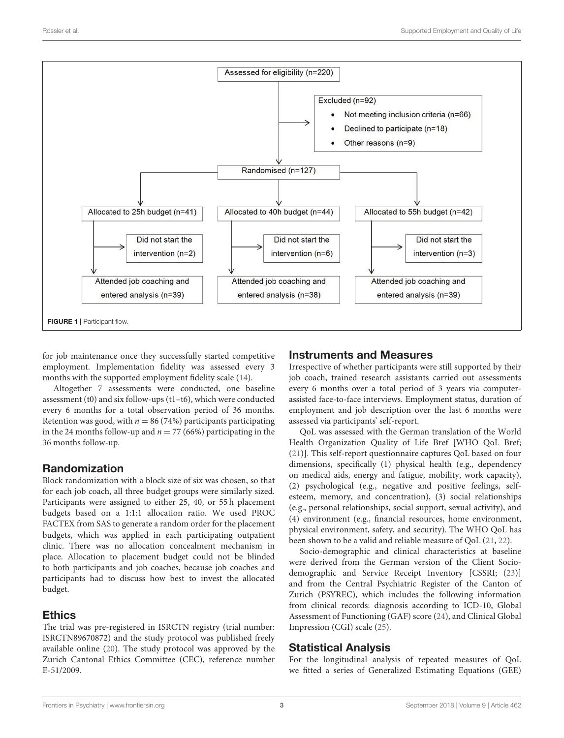Assessed for eligibility (n=220)

Excluded (n=92)
- Not meeting inclusion criteria (n=66)
- Declined to participate (n=18)
- Other reasons (n=9)

Randomised (n=127)

| Allocated to 25h budget (n=41) | Allocated to 40h budget (n=44) | Allocated to 55h budget (n=42) |
|---|---|---|
| Did not start the intervention (n=2) | Did not start the intervention (n=6) | Did not start the intervention (n=3) |
| Attended job coaching and entered analysis (n=39) | Attended job coaching and entered analysis (n=38) | Attended job coaching and entered analysis (n=39) |

**FIGURE 1 |** Participant flow.

for job maintenance once they successfully started competitive employment. Implementation fidelity was assessed every 3 months with the supported employment fidelity scale (14).

Altogether 7 assessments were conducted, one baseline assessment (t0) and six follow-ups (t1–t6), which were conducted every 6 months for a total observation period of 36 months. Retention was good, with $n = 86$ (74%) participants participating in the 24 months follow-up and $n = 77$ (66%) participating in the 36 months follow-up.

## Randomization

Block randomization with a block size of six was chosen, so that for each job coach, all three budget groups were similarly sized. Participants were assigned to either 25, 40, or 55 h placement budgets based on a 1:1:1 allocation ratio. We used PROC FACTEX from SAS to generate a random order for the placement budgets, which was applied in each participating outpatient clinic. There was no allocation concealment mechanism in place. Allocation to placement budget could not be blinded to both participants and job coaches, because job coaches and participants had to discuss how best to invest the allocated budget.

## Ethics

The trial was pre-registered in ISRCTN registry (trial number: ISRCTN89670872) and the study protocol was published freely available online (20). The study protocol was approved by the Zurich Cantonal Ethics Committee (CEC), reference number E-51/2009.

## Instruments and Measures

Irrespective of whether participants were still supported by their job coach, trained research assistants carried out assessments every 6 months over a total period of 3 years via computer-assisted face-to-face interviews. Employment status, duration of employment and job description over the last 6 months were assessed via participants' self-report.

QoL was assessed with the German translation of the World Health Organization Quality of Life Bref [WHO QoL Bref; (21)]. This self-report questionnaire captures QoL based on four dimensions, specifically (1) physical health (e.g., dependency on medical aids, energy and fatigue, mobility, work capacity), (2) psychological (e.g., negative and positive feelings, self-esteem, memory, and concentration), (3) social relationships (e.g., personal relationships, social support, sexual activity), and (4) environment (e.g., financial resources, home environment, physical environment, safety, and security). The WHO QoL has been shown to be a valid and reliable measure of QoL (21, 22).

Socio-demographic and clinical characteristics at baseline were derived from the German version of the Client Socio-demographic and Service Receipt Inventory [CSSRI; (23)] and from the Central Psychiatric Register of the Canton of Zurich (PSYREC), which includes the following information from clinical records: diagnosis according to ICD-10, Global Assessment of Functioning (GAF) score (24), and Clinical Global Impression (CGI) scale (25).

## Statistical Analysis

For the longitudinal analysis of repeated measures of QoL we fitted a series of Generalized Estimating Equations (GEE)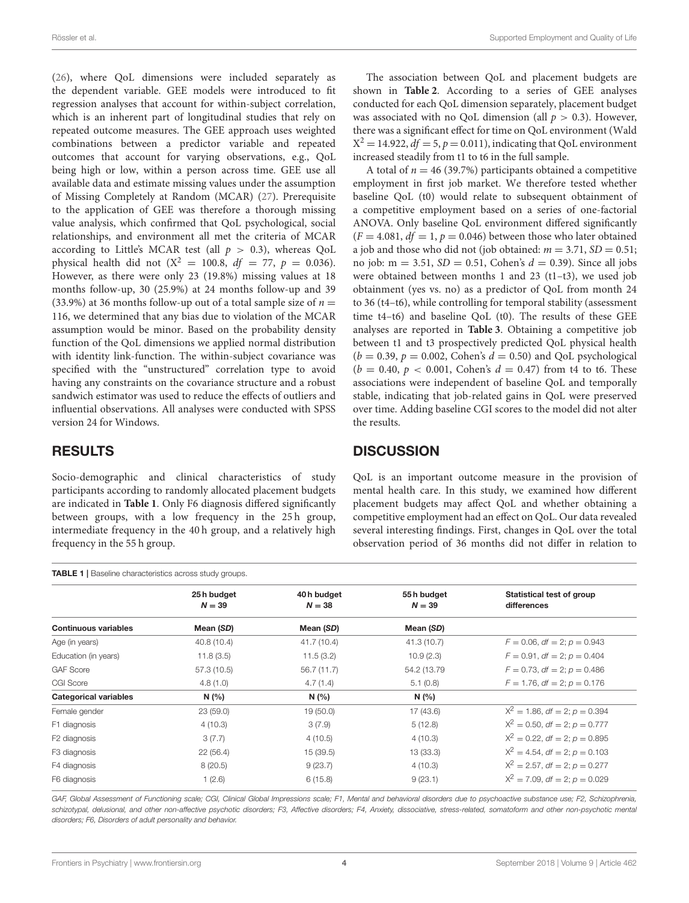(26), where QoL dimensions were included separately as the dependent variable. GEE models were introduced to fit regression analyses that account for within-subject correlation, which is an inherent part of longitudinal studies that rely on repeated outcome measures. The GEE approach uses weighted combinations between a predictor variable and repeated outcomes that account for varying observations, e.g., QoL being high or low, within a person across time. GEE use all available data and estimate missing values under the assumption of Missing Completely at Random (MCAR) (27). Prerequisite to the application of GEE was therefore a thorough missing value analysis, which confirmed that QoL psychological, social relationships, and environment all met the criteria of MCAR according to Little's MCAR test (all $p > 0.3$), whereas QoL physical health did not ($X^2 = 100.8$, $df = 77$, $p = 0.036$). However, as there were only 23 (19.8%) missing values at 18 months follow-up, 30 (25.9%) at 24 months follow-up and 39 (33.9%) at 36 months follow-up out of a total sample size of $n = 116$, we determined that any bias due to violation of the MCAR assumption would be minor. Based on the probability density function of the QoL dimensions we applied normal distribution with identity link-function. The within-subject covariance was specified with the "unstructured" correlation type to avoid having any constraints on the covariance structure and a robust sandwich estimator was used to reduce the effects of outliers and influential observations. All analyses were conducted with SPSS version 24 for Windows.

## RESULTS

Socio-demographic and clinical characteristics of study participants according to randomly allocated placement budgets are indicated in **Table 1**. Only F6 diagnosis differed significantly between groups, with a low frequency in the 25 h group, intermediate frequency in the 40 h group, and a relatively high frequency in the 55 h group.

The association between QoL and placement budgets are shown in **Table 2**. According to a series of GEE analyses conducted for each QoL dimension separately, placement budget was associated with no QoL dimension (all $p > 0.3$). However, there was a significant effect for time on QoL environment (Wald $X^2 = 14.922$, $df = 5$, $p = 0.011$), indicating that QoL environment increased steadily from t1 to t6 in the full sample.

A total of $n = 46$ (39.7%) participants obtained a competitive employment in first job market. We therefore tested whether baseline QoL (t0) would relate to subsequent obtainment of a competitive employment based on a series of one-factorial ANOVA. Only baseline QoL environment differed significantly ($F = 4.081$, $df = 1$, $p = 0.046$) between those who later obtained a job and those who did not (job obtained: $m = 3.71$, $SD = 0.51$; no job: $m = 3.51$, $SD = 0.51$, Cohen's $d = 0.39$). Since all jobs were obtained between months 1 and 23 (t1–t3), we used job obtainment (yes vs. no) as a predictor of QoL from month 24 to 36 (t4–t6), while controlling for temporal stability (assessment time t4–t6) and baseline QoL (t0). The results of these GEE analyses are reported in **Table 3**. Obtaining a competitive job between t1 and t3 prospectively predicted QoL physical health ($b = 0.39$, $p = 0.002$, Cohen's $d = 0.50$) and QoL psychological ($b = 0.40$, $p < 0.001$, Cohen's $d = 0.47$) from t4 to t6. These associations were independent of baseline QoL and temporally stable, indicating that job-related gains in QoL were preserved over time. Adding baseline CGI scores to the model did not alter the results.

## DISCUSSION

QoL is an important outcome measure in the provision of mental health care. In this study, we examined how different placement budgets may affect QoL and whether obtaining a competitive employment had an effect on QoL. Our data revealed several interesting findings. First, changes in QoL over the total observation period of 36 months did not differ in relation to

**TABLE 1** | Baseline characteristics across study groups.

| | 25 h budget $N = 39$ | 40 h budget $N = 38$ | 55 h budget $N = 39$ | Statistical test of group differences |
|---|---|---|---|---|
| **Continuous variables** | **Mean (*SD*)** | **Mean (*SD*)** | **Mean (*SD*)** | |
| Age (in years) | 40.8 (10.4) | 41.7 (10.4) | 41.3 (10.7) | $F = 0.06$, $df = 2$; $p = 0.943$ |
| Education (in years) | 11.8 (3.5) | 11.5 (3.2) | 10.9 (2.3) | $F = 0.91$, $df = 2$; $p = 0.404$ |
| GAF Score | 57.3 (10.5) | 56.7 (11.7) | 54.2 (13.79 | $F = 0.73$, $df = 2$; $p = 0.486$ |
| CGI Score | 4.8 (1.0) | 4.7 (1.4) | 5.1 (0.8) | $F = 1.76$, $df = 2$; $p = 0.176$ |
| **Categorical variables** | **N (%)** | **N (%)** | **N (%)** | |
| Female gender | 23 (59.0) | 19 (50.0) | 17 (43.6) | $X^2 = 1.86$, $df = 2$; $p = 0.394$ |
| F1 diagnosis | 4 (10.3) | 3 (7.9) | 5 (12.8) | $X^2 = 0.50$, $df = 2$; $p = 0.777$ |
| F2 diagnosis | 3 (7.7) | 4 (10.5) | 4 (10.3) | $X^2 = 0.22$, $df = 2$; $p = 0.895$ |
| F3 diagnosis | 22 (56.4) | 15 (39.5) | 13 (33.3) | $X^2 = 4.54$, $df = 2$; $p = 0.103$ |
| F4 diagnosis | 8 (20.5) | 9 (23.7) | 4 (10.3) | $X^2 = 2.57$, $df = 2$; $p = 0.277$ |
| F6 diagnosis | 1 (2.6) | 6 (15.8) | 9 (23.1) | $X^2 = 7.09$, $df = 2$; $p = 0.029$ |

*GAF, Global Assessment of Functioning scale; CGI, Clinical Global Impressions scale; F1, Mental and behavioral disorders due to psychoactive substance use; F2, Schizophrenia, schizotypal, delusional, and other non-affective psychotic disorders; F3, Affective disorders; F4, Anxiety, dissociative, stress-related, somatoform and other non-psychotic mental disorders; F6, Disorders of adult personality and behavior.*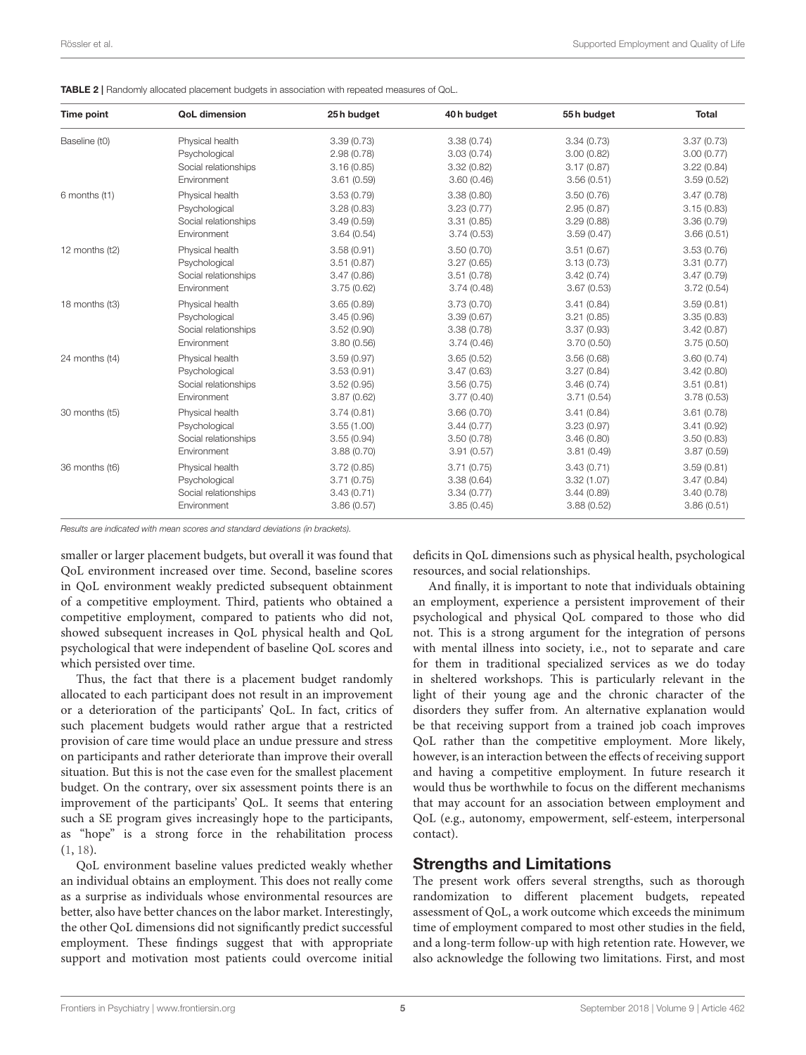**TABLE 2** | Randomly allocated placement budgets in association with repeated measures of QoL.

| Time point | QoL dimension | 25 h budget | 40 h budget | 55 h budget | Total |
|---|---|---|---|---|---|
| Baseline (t0) | Physical health | 3.39 (0.73) | 3.38 (0.74) | 3.34 (0.73) | 3.37 (0.73) |
| | Psychological | 2.98 (0.78) | 3.03 (0.74) | 3.00 (0.82) | 3.00 (0.77) |
| | Social relationships | 3.16 (0.85) | 3.32 (0.82) | 3.17 (0.87) | 3.22 (0.84) |
| | Environment | 3.61 (0.59) | 3.60 (0.46) | 3.56 (0.51) | 3.59 (0.52) |
| 6 months (t1) | Physical health | 3.53 (0.79) | 3.38 (0.80) | 3.50 (0.76) | 3.47 (0.78) |
| | Psychological | 3.28 (0.83) | 3.23 (0.77) | 2.95 (0.87) | 3.15 (0.83) |
| | Social relationships | 3.49 (0.59) | 3.31 (0.85) | 3.29 (0.88) | 3.36 (0.79) |
| | Environment | 3.64 (0.54) | 3.74 (0.53) | 3.59 (0.47) | 3.66 (0.51) |
| 12 months (t2) | Physical health | 3.58 (0.91) | 3.50 (0.70) | 3.51 (0.67) | 3.53 (0.76) |
| | Psychological | 3.51 (0.87) | 3.27 (0.65) | 3.13 (0.73) | 3.31 (0.77) |
| | Social relationships | 3.47 (0.86) | 3.51 (0.78) | 3.42 (0.74) | 3.47 (0.79) |
| | Environment | 3.75 (0.62) | 3.74 (0.48) | 3.67 (0.53) | 3.72 (0.54) |
| 18 months (t3) | Physical health | 3.65 (0.89) | 3.73 (0.70) | 3.41 (0.84) | 3.59 (0.81) |
| | Psychological | 3.45 (0.96) | 3.39 (0.67) | 3.21 (0.85) | 3.35 (0.83) |
| | Social relationships | 3.52 (0.90) | 3.38 (0.78) | 3.37 (0.93) | 3.42 (0.87) |
| | Environment | 3.80 (0.56) | 3.74 (0.46) | 3.70 (0.50) | 3.75 (0.50) |
| 24 months (t4) | Physical health | 3.59 (0.97) | 3.65 (0.52) | 3.56 (0.68) | 3.60 (0.74) |
| | Psychological | 3.53 (0.91) | 3.47 (0.63) | 3.27 (0.84) | 3.42 (0.80) |
| | Social relationships | 3.52 (0.95) | 3.56 (0.75) | 3.46 (0.74) | 3.51 (0.81) |
| | Environment | 3.87 (0.62) | 3.77 (0.40) | 3.71 (0.54) | 3.78 (0.53) |
| 30 months (t5) | Physical health | 3.74 (0.81) | 3.66 (0.70) | 3.41 (0.84) | 3.61 (0.78) |
| | Psychological | 3.55 (1.00) | 3.44 (0.77) | 3.23 (0.97) | 3.41 (0.92) |
| | Social relationships | 3.55 (0.94) | 3.50 (0.78) | 3.46 (0.80) | 3.50 (0.83) |
| | Environment | 3.88 (0.70) | 3.91 (0.57) | 3.81 (0.49) | 3.87 (0.59) |
| 36 months (t6) | Physical health | 3.72 (0.85) | 3.71 (0.75) | 3.43 (0.71) | 3.59 (0.81) |
| | Psychological | 3.71 (0.75) | 3.38 (0.64) | 3.32 (1.07) | 3.47 (0.84) |
| | Social relationships | 3.43 (0.71) | 3.34 (0.77) | 3.44 (0.89) | 3.40 (0.78) |
| | Environment | 3.86 (0.57) | 3.85 (0.45) | 3.88 (0.52) | 3.86 (0.51) |

*Results are indicated with mean scores and standard deviations (in brackets).*

smaller or larger placement budgets, but overall it was found that QoL environment increased over time. Second, baseline scores in QoL environment weakly predicted subsequent obtainment of a competitive employment. Third, patients who obtained a competitive employment, compared to patients who did not, showed subsequent increases in QoL physical health and QoL psychological that were independent of baseline QoL scores and which persisted over time.

Thus, the fact that there is a placement budget randomly allocated to each participant does not result in an improvement or a deterioration of the participants' QoL. In fact, critics of such placement budgets would rather argue that a restricted provision of care time would place an undue pressure and stress on participants and rather deteriorate than improve their overall situation. But this is not the case even for the smallest placement budget. On the contrary, over six assessment points there is an improvement of the participants' QoL. It seems that entering such a SE program gives increasingly hope to the participants, as "hope" is a strong force in the rehabilitation process (1, 18).

QoL environment baseline values predicted weakly whether an individual obtains an employment. This does not really come as a surprise as individuals whose environmental resources are better, also have better chances on the labor market. Interestingly, the other QoL dimensions did not significantly predict successful employment. These findings suggest that with appropriate support and motivation most patients could overcome initial deficits in QoL dimensions such as physical health, psychological resources, and social relationships.

And finally, it is important to note that individuals obtaining an employment, experience a persistent improvement of their psychological and physical QoL compared to those who did not. This is a strong argument for the integration of persons with mental illness into society, i.e., not to separate and care for them in traditional specialized services as we do today in sheltered workshops. This is particularly relevant in the light of their young age and the chronic character of the disorders they suffer from. An alternative explanation would be that receiving support from a trained job coach improves QoL rather than the competitive employment. More likely, however, is an interaction between the effects of receiving support and having a competitive employment. In future research it would thus be worthwhile to focus on the different mechanisms that may account for an association between employment and QoL (e.g., autonomy, empowerment, self-esteem, interpersonal contact).

## Strengths and Limitations

The present work offers several strengths, such as thorough randomization to different placement budgets, repeated assessment of QoL, a work outcome which exceeds the minimum time of employment compared to most other studies in the field, and a long-term follow-up with high retention rate. However, we also acknowledge the following two limitations. First, and most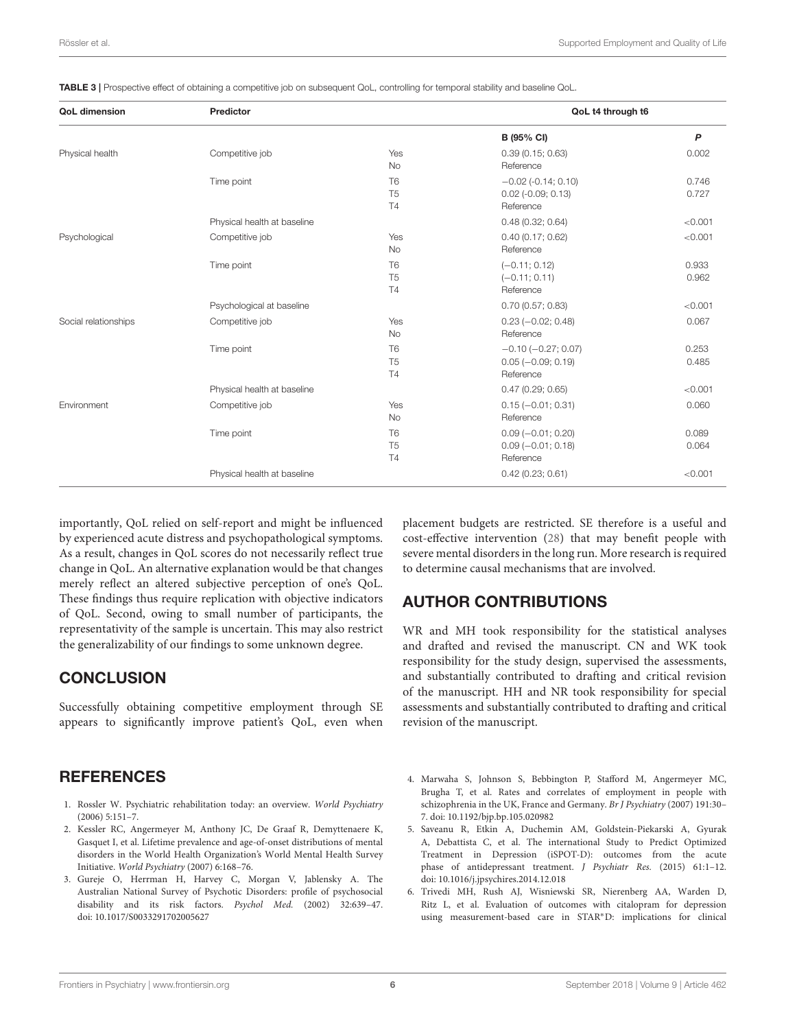**TABLE 3 |** Prospective effect of obtaining a competitive job on subsequent QoL, controlling for temporal stability and baseline QoL.

| QoL dimension | Predictor | | QoL t4 through t6 | |
|---|---|---|---|---|
| | | | **B (95% CI)** | ***P*** |
| Physical health | Competitive job | Yes | 0.39 (0.15; 0.63) | 0.002 |
| | | No | Reference | |
| | Time point | T6 | −0.02 (-0.14; 0.10) | 0.746 |
| | | T5 | 0.02 (-0.09; 0.13) | 0.727 |
| | | T4 | Reference | |
| | Physical health at baseline | | 0.48 (0.32; 0.64) | <0.001 |
| Psychological | Competitive job | Yes | 0.40 (0.17; 0.62) | <0.001 |
| | | No | Reference | |
| | Time point | T6 | (−0.11; 0.12) | 0.933 |
| | | T5 | (−0.11; 0.11) | 0.962 |
| | | T4 | Reference | |
| | Psychological at baseline | | 0.70 (0.57; 0.83) | <0.001 |
| Social relationships | Competitive job | Yes | 0.23 (−0.02; 0.48) | 0.067 |
| | | No | Reference | |
| | Time point | T6 | −0.10 (−0.27; 0.07) | 0.253 |
| | | T5 | 0.05 (−0.09; 0.19) | 0.485 |
| | | T4 | Reference | |
| | Physical health at baseline | | 0.47 (0.29; 0.65) | <0.001 |
| Environment | Competitive job | Yes | 0.15 (−0.01; 0.31) | 0.060 |
| | | No | Reference | |
| | Time point | T6 | 0.09 (−0.01; 0.20) | 0.089 |
| | | T5 | 0.09 (−0.01; 0.18) | 0.064 |
| | | T4 | Reference | |
| | Physical health at baseline | | 0.42 (0.23; 0.61) | <0.001 |

importantly, QoL relied on self-report and might be influenced by experienced acute distress and psychopathological symptoms. As a result, changes in QoL scores do not necessarily reflect true change in QoL. An alternative explanation would be that changes merely reflect an altered subjective perception of one's QoL. These findings thus require replication with objective indicators of QoL. Second, owing to small number of participants, the representativity of the sample is uncertain. This may also restrict the generalizability of our findings to some unknown degree.

## CONCLUSION

Successfully obtaining competitive employment through SE appears to significantly improve patient's QoL, even when placement budgets are restricted. SE therefore is a useful and cost-effective intervention (28) that may benefit people with severe mental disorders in the long run. More research is required to determine causal mechanisms that are involved.

## AUTHOR CONTRIBUTIONS

WR and MH took responsibility for the statistical analyses and drafted and revised the manuscript. CN and WK took responsibility for the study design, supervised the assessments, and substantially contributed to drafting and critical revision of the manuscript. HH and NR took responsibility for special assessments and substantially contributed to drafting and critical revision of the manuscript.

## REFERENCES

1. Rossler W. Psychiatric rehabilitation today: an overview. *World Psychiatry* (2006) 5:151–7.
2. Kessler RC, Angermeyer M, Anthony JC, De Graaf R, Demyttenaere K, Gasquet I, et al. Lifetime prevalence and age-of-onset distributions of mental disorders in the World Health Organization's World Mental Health Survey Initiative. *World Psychiatry* (2007) 6:168–76.
3. Gureje O, Herrman H, Harvey C, Morgan V, Jablensky A. The Australian National Survey of Psychotic Disorders: profile of psychosocial disability and its risk factors. *Psychol Med.* (2002) 32:639–47. doi: 10.1017/S0033291702005627
4. Marwaha S, Johnson S, Bebbington P, Stafford M, Angermeyer MC, Brugha T, et al. Rates and correlates of employment in people with schizophrenia in the UK, France and Germany. *Br J Psychiatry* (2007) 191:30–7. doi: 10.1192/bjp.bp.105.020982
5. Saveanu R, Etkin A, Duchemin AM, Goldstein-Piekarski A, Gyurak A, Debattista C, et al. The international Study to Predict Optimized Treatment in Depression (iSPOT-D): outcomes from the acute phase of antidepressant treatment. *J Psychiatr Res.* (2015) 61:1–12. doi: 10.1016/j.jpsychires.2014.12.018
6. Trivedi MH, Rush AJ, Wisniewski SR, Nierenberg AA, Warden D, Ritz L, et al. Evaluation of outcomes with citalopram for depression using measurement-based care in STAR*D: implications for clinical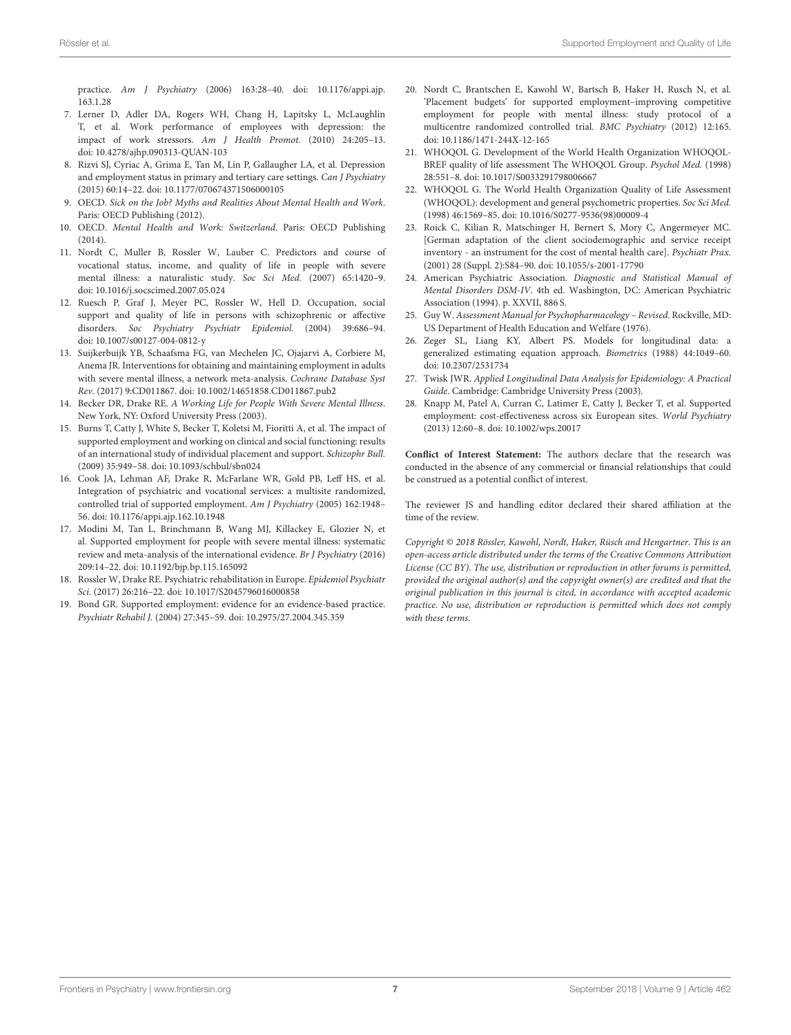practice. *Am J Psychiatry* (2006) 163:28–40. doi: 10.1176/appi.ajp.163.1.28

7. Lerner D, Adler DA, Rogers WH, Chang H, Lapitsky L, McLaughlin T, et al. Work performance of employees with depression: the impact of work stressors. *Am J Health Promot.* (2010) 24:205–13. doi: 10.4278/ajhp.090313-QUAN-103
8. Rizvi SJ, Cyriac A, Grima E, Tan M, Lin P, Gallaugher LA, et al. Depression and employment status in primary and tertiary care settings. *Can J Psychiatry* (2015) 60:14–22. doi: 10.1177/070674371506000105
9. OECD. *Sick on the Job? Myths and Realities About Mental Health and Work*. Paris: OECD Publishing (2012).
10. OECD. *Mental Health and Work: Switzerland*. Paris: OECD Publishing (2014).
11. Nordt C, Muller B, Rossler W, Lauber C. Predictors and course of vocational status, income, and quality of life in people with severe mental illness: a naturalistic study. *Soc Sci Med.* (2007) 65:1420–9. doi: 10.1016/j.socscimed.2007.05.024
12. Ruesch P, Graf J, Meyer PC, Rossler W, Hell D. Occupation, social support and quality of life in persons with schizophrenic or affective disorders. *Soc Psychiatry Psychiatr Epidemiol.* (2004) 39:686–94. doi: 10.1007/s00127-004-0812-y
13. Suijkerbuijk YB, Schaafsma FG, van Mechelen JC, Ojajarvi A, Corbiere M, Anema JR. Interventions for obtaining and maintaining employment in adults with severe mental illness, a network meta-analysis. *Cochrane Database Syst Rev.* (2017) 9:CD011867. doi: 10.1002/14651858.CD011867.pub2
14. Becker DR, Drake RE. *A Working Life for People With Severe Mental Illness*. New York, NY: Oxford University Press (2003).
15. Burns T, Catty J, White S, Becker T, Koletsi M, Fioritti A, et al. The impact of supported employment and working on clinical and social functioning: results of an international study of individual placement and support. *Schizophr Bull.* (2009) 35:949–58. doi: 10.1093/schbul/sbn024
16. Cook JA, Lehman AF, Drake R, McFarlane WR, Gold PB, Leff HS, et al. Integration of psychiatric and vocational services: a multisite randomized, controlled trial of supported employment. *Am J Psychiatry* (2005) 162:1948–56. doi: 10.1176/appi.ajp.162.10.1948
17. Modini M, Tan L, Brinchmann B, Wang MJ, Killackey E, Glozier N, et al. Supported employment for people with severe mental illness: systematic review and meta-analysis of the international evidence. *Br J Psychiatry* (2016) 209:14–22. doi: 10.1192/bjp.bp.115.165092
18. Rossler W, Drake RE. Psychiatric rehabilitation in Europe. *Epidemiol Psychiatr Sci.* (2017) 26:216–22. doi: 10.1017/S2045796016000858
19. Bond GR. Supported employment: evidence for an evidence-based practice. *Psychiatr Rehabil J.* (2004) 27:345–59. doi: 10.2975/27.2004.345.359
20. Nordt C, Brantschen E, Kawohl W, Bartsch B, Haker H, Rusch N, et al. 'Placement budgets' for supported employment–improving competitive employment for people with mental illness: study protocol of a multicentre randomized controlled trial. *BMC Psychiatry* (2012) 12:165. doi: 10.1186/1471-244X-12-165
21. WHOQOL G. Development of the World Health Organization WHOQOL-BREF quality of life assessment The WHOQOL Group. *Psychol Med.* (1998) 28:551–8. doi: 10.1017/S0033291798006667
22. WHOQOL G. The World Health Organization Quality of Life Assessment (WHOQOL): development and general psychometric properties. *Soc Sci Med.* (1998) 46:1569–85. doi: 10.1016/S0277-9536(98)00009-4
23. Roick C, Kilian R, Matschinger H, Bernert S, Mory C, Angermeyer MC. [German adaptation of the client sociodemographic and service receipt inventory - an instrument for the cost of mental health care]. *Psychiatr Prax.* (2001) 28 (Suppl. 2):S84–90. doi: 10.1055/s-2001-17790
24. American Psychiatric Association. *Diagnostic and Statistical Manual of Mental Disorders DSM-IV*. 4th ed. Washington, DC: American Psychiatric Association (1994). p. XXVII, 886 S.
25. Guy W. *Assessment Manual for Psychopharmacology – Revised*. Rockville, MD: US Department of Health Education and Welfare (1976).
26. Zeger SL, Liang KY, Albert PS. Models for longitudinal data: a generalized estimating equation approach. *Biometrics* (1988) 44:1049–60. doi: 10.2307/2531734
27. Twisk JWR. *Applied Longitudinal Data Analysis for Epidemiology: A Practical Guide*. Cambridge: Cambridge University Press (2003).
28. Knapp M, Patel A, Curran C, Latimer E, Catty J, Becker T, et al. Supported employment: cost-effectiveness across six European sites. *World Psychiatry* (2013) 12:60–8. doi: 10.1002/wps.20017

**Conflict of Interest Statement:** The authors declare that the research was conducted in the absence of any commercial or financial relationships that could be construed as a potential conflict of interest.

The reviewer JS and handling editor declared their shared affiliation at the time of the review.

*Copyright © 2018 Rössler, Kawohl, Nordt, Haker, Rüsch and Hengartner. This is an open-access article distributed under the terms of the Creative Commons Attribution License (CC BY). The use, distribution or reproduction in other forums is permitted, provided the original author(s) and the copyright owner(s) are credited and that the original publication in this journal is cited, in accordance with accepted academic practice. No use, distribution or reproduction is permitted which does not comply with these terms.*